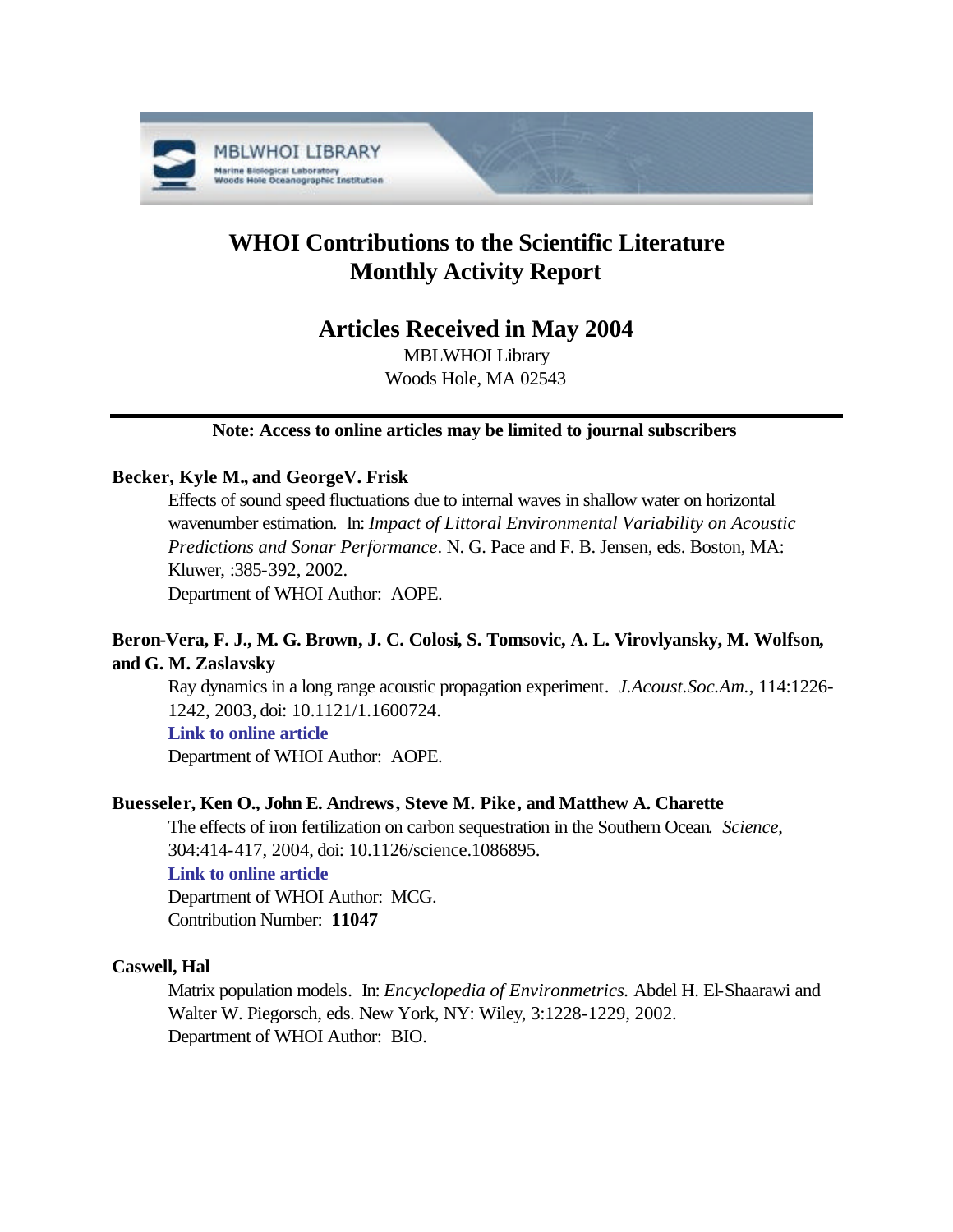# WHOI Contributions to the Scientific Literature
# Monthly Activity Report

## Articles Received in May 2004

MBLWHOI Library
Woods Hole, MA 02543

---

**Note: Access to online articles may be limited to journal subscribers**

**Becker, Kyle M., and GeorgeV. Frisk**

Effects of sound speed fluctuations due to internal waves in shallow water on horizontal wavenumber estimation. In: *Impact of Littoral Environmental Variability on Acoustic Predictions and Sonar Performance*. N. G. Pace and F. B. Jensen, eds. Boston, MA: Kluwer, :385-392, 2002.
Department of WHOI Author: AOPE.

**Beron-Vera, F. J., M. G. Brown, J. C. Colosi, S. Tomsovic, A. L. Virovlyansky, M. Wolfson, and G. M. Zaslavsky**

Ray dynamics in a long range acoustic propagation experiment. *J.Acoust.Soc.Am.*, 114:1226-1242, 2003, doi: 10.1121/1.1600724.
**Link to online article**
Department of WHOI Author: AOPE.

**Buesseler, Ken O., John E. Andrews, Steve M. Pike, and Matthew A. Charette**

The effects of iron fertilization on carbon sequestration in the Southern Ocean. *Science*, 304:414-417, 2004, doi: 10.1126/science.1086895.
**Link to online article**
Department of WHOI Author: MCG.
Contribution Number: **11047**

**Caswell, Hal**

Matrix population models. In: *Encyclopedia of Environmetrics.* Abdel H. El-Shaarawi and Walter W. Piegorsch, eds. New York, NY: Wiley, 3:1228-1229, 2002.
Department of WHOI Author: BIO.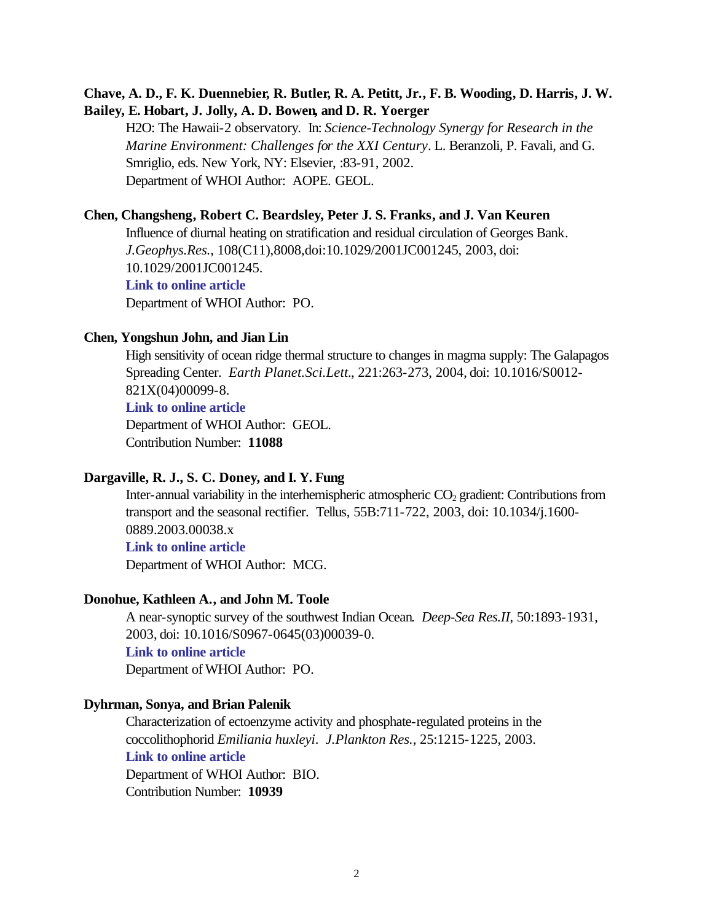**Chave, A. D., F. K. Duennebier, R. Butler, R. A. Petitt, Jr., F. B. Wooding, D. Harris, J. W. Bailey, E. Hobart, J. Jolly, A. D. Bowen, and D. R. Yoerger**

H2O: The Hawaii-2 observatory. In: *Science-Technology Synergy for Research in the Marine Environment: Challenges for the XXI Century*. L. Beranzoli, P. Favali, and G. Smriglio, eds. New York, NY: Elsevier, :83-91, 2002.
Department of WHOI Author: AOPE. GEOL.

**Chen, Changsheng, Robert C. Beardsley, Peter J. S. Franks, and J. Van Keuren**

Influence of diurnal heating on stratification and residual circulation of Georges Bank. *J.Geophys.Res.*, 108(C11),8008,doi:10.1029/2001JC001245, 2003, doi: 10.1029/2001JC001245.
**Link to online article**
Department of WHOI Author: PO.

**Chen, Yongshun John, and Jian Lin**

High sensitivity of ocean ridge thermal structure to changes in magma supply: The Galapagos Spreading Center. *Earth Planet.Sci.Lett.*, 221:263-273, 2004, doi: 10.1016/S0012-821X(04)00099-8.
**Link to online article**
Department of WHOI Author: GEOL.
Contribution Number: **11088**

**Dargaville, R. J., S. C. Doney, and I. Y. Fung**

Inter-annual variability in the interhemispheric atmospheric $CO_2$ gradient: Contributions from transport and the seasonal rectifier. Tellus, 55B:711-722, 2003, doi: 10.1034/j.1600-0889.2003.00038.x
**Link to online article**
Department of WHOI Author: MCG.

**Donohue, Kathleen A., and John M. Toole**

A near-synoptic survey of the southwest Indian Ocean. *Deep-Sea Res.II*, 50:1893-1931, 2003, doi: 10.1016/S0967-0645(03)00039-0.
**Link to online article**
Department of WHOI Author: PO.

**Dyhrman, Sonya, and Brian Palenik**

Characterization of ectoenzyme activity and phosphate-regulated proteins in the coccolithophorid *Emiliania huxleyi*. *J.Plankton Res.*, 25:1215-1225, 2003.
**Link to online article**
Department of WHOI Author: BIO.
Contribution Number: **10939**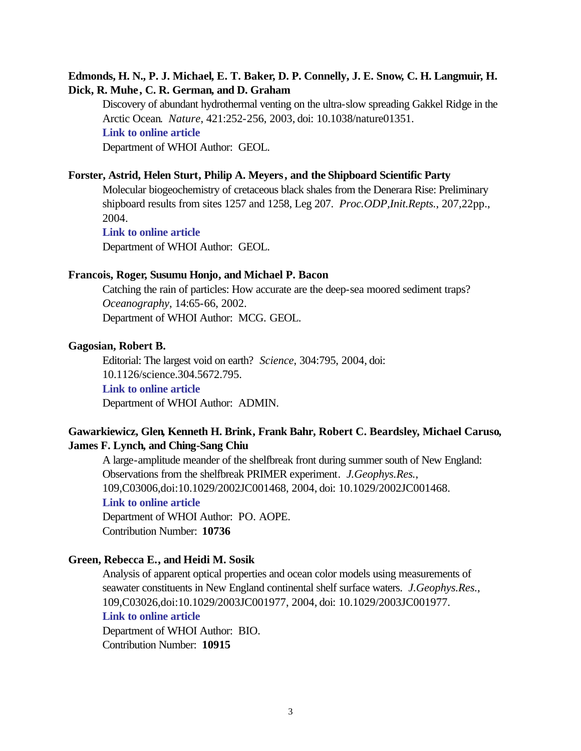**Edmonds, H. N., P. J. Michael, E. T. Baker, D. P. Connelly, J. E. Snow, C. H. Langmuir, H. Dick, R. Muhe, C. R. German, and D. Graham**

Discovery of abundant hydrothermal venting on the ultra-slow spreading Gakkel Ridge in the Arctic Ocean. *Nature*, 421:252-256, 2003, doi: 10.1038/nature01351.

**Link to online article**

Department of WHOI Author: GEOL.

**Forster, Astrid, Helen Sturt, Philip A. Meyers, and the Shipboard Scientific Party**

Molecular biogeochemistry of cretaceous black shales from the Denerara Rise: Preliminary shipboard results from sites 1257 and 1258, Leg 207. *Proc.ODP,Init.Repts.*, 207,22pp., 2004.

**Link to online article**

Department of WHOI Author: GEOL.

**Francois, Roger, Susumu Honjo, and Michael P. Bacon**

Catching the rain of particles: How accurate are the deep-sea moored sediment traps? *Oceanography*, 14:65-66, 2002.

Department of WHOI Author: MCG. GEOL.

**Gagosian, Robert B.**

Editorial: The largest void on earth? *Science*, 304:795, 2004, doi: 10.1126/science.304.5672.795.

**Link to online article**

Department of WHOI Author: ADMIN.

**Gawarkiewicz, Glen, Kenneth H. Brink, Frank Bahr, Robert C. Beardsley, Michael Caruso, James F. Lynch, and Ching-Sang Chiu**

A large-amplitude meander of the shelfbreak front during summer south of New England: Observations from the shelfbreak PRIMER experiment. *J.Geophys.Res.*, 109,C03006,doi:10.1029/2002JC001468, 2004, doi: 10.1029/2002JC001468.

**Link to online article**

Department of WHOI Author: PO. AOPE.

Contribution Number: **10736**

**Green, Rebecca E., and Heidi M. Sosik**

Analysis of apparent optical properties and ocean color models using measurements of seawater constituents in New England continental shelf surface waters. *J.Geophys.Res.*, 109,C03026,doi:10.1029/2003JC001977, 2004, doi: 10.1029/2003JC001977.

**Link to online article**

Department of WHOI Author: BIO.

Contribution Number: **10915**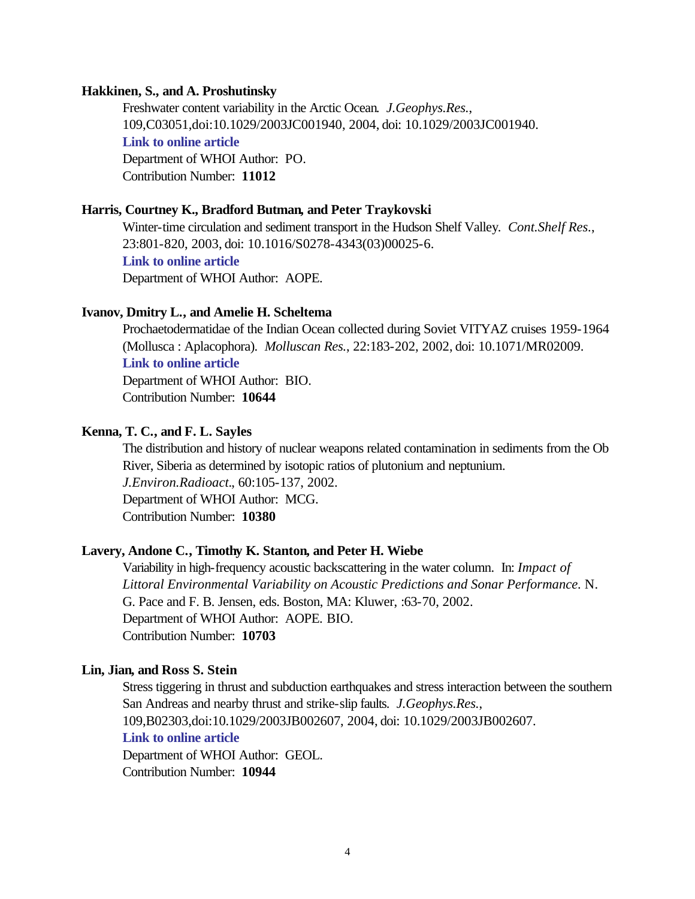**Hakkinen, S., and A. Proshutinsky**

Freshwater content variability in the Arctic Ocean. *J.Geophys.Res.*, 109,C03051,doi:10.1029/2003JC001940, 2004, doi: 10.1029/2003JC001940.

**Link to online article**

Department of WHOI Author: PO.

Contribution Number: **11012**

**Harris, Courtney K., Bradford Butman, and Peter Traykovski**

Winter-time circulation and sediment transport in the Hudson Shelf Valley. *Cont.Shelf Res.*, 23:801-820, 2003, doi: 10.1016/S0278-4343(03)00025-6.

**Link to online article**

Department of WHOI Author: AOPE.

**Ivanov, Dmitry L., and Amelie H. Scheltema**

Prochaetodermatidae of the Indian Ocean collected during Soviet VITYAZ cruises 1959-1964 (Mollusca : Aplacophora). *Molluscan Res.*, 22:183-202, 2002, doi: 10.1071/MR02009.

**Link to online article**

Department of WHOI Author: BIO.

Contribution Number: **10644**

**Kenna, T. C., and F. L. Sayles**

The distribution and history of nuclear weapons related contamination in sediments from the Ob River, Siberia as determined by isotopic ratios of plutonium and neptunium. *J.Environ.Radioact*., 60:105-137, 2002.

Department of WHOI Author: MCG.

Contribution Number: **10380**

**Lavery, Andone C., Timothy K. Stanton, and Peter H. Wiebe**

Variability in high-frequency acoustic backscattering in the water column. In: *Impact of Littoral Environmental Variability on Acoustic Predictions and Sonar Performance.* N. G. Pace and F. B. Jensen, eds. Boston, MA: Kluwer, :63-70, 2002.

Department of WHOI Author: AOPE. BIO.

Contribution Number: **10703**

**Lin, Jian, and Ross S. Stein**

Stress tiggering in thrust and subduction earthquakes and stress interaction between the southern San Andreas and nearby thrust and strike-slip faults. *J.Geophys.Res.*, 109,B02303,doi:10.1029/2003JB002607, 2004, doi: 10.1029/2003JB002607.

**Link to online article**

Department of WHOI Author: GEOL.

Contribution Number: **10944**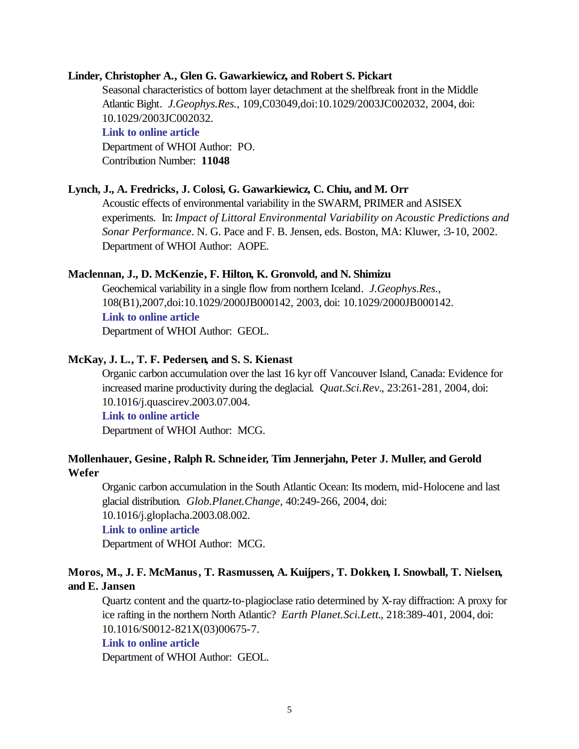**Linder, Christopher A., Glen G. Gawarkiewicz, and Robert S. Pickart**

Seasonal characteristics of bottom layer detachment at the shelfbreak front in the Middle Atlantic Bight. *J.Geophys.Res.*, 109,C03049,doi:10.1029/2003JC002032, 2004, doi: 10.1029/2003JC002032.

**Link to online article**

Department of WHOI Author: PO.

Contribution Number: **11048**

**Lynch, J., A. Fredricks, J. Colosi, G. Gawarkiewicz, C. Chiu, and M. Orr**

Acoustic effects of environmental variability in the SWARM, PRIMER and ASISEX experiments. In: *Impact of Littoral Environmental Variability on Acoustic Predictions and Sonar Performance*. N. G. Pace and F. B. Jensen, eds. Boston, MA: Kluwer, :3-10, 2002.

Department of WHOI Author: AOPE.

**Maclennan, J., D. McKenzie, F. Hilton, K. Gronvold, and N. Shimizu**

Geochemical variability in a single flow from northern Iceland. *J.Geophys.Res.*, 108(B1),2007,doi:10.1029/2000JB000142, 2003, doi: 10.1029/2000JB000142.

**Link to online article**

Department of WHOI Author: GEOL.

**McKay, J. L., T. F. Pedersen, and S. S. Kienast**

Organic carbon accumulation over the last 16 kyr off Vancouver Island, Canada: Evidence for increased marine productivity during the deglacial. *Quat.Sci.Rev*., 23:261-281, 2004, doi: 10.1016/j.quascirev.2003.07.004.

**Link to online article**

Department of WHOI Author: MCG.

**Mollenhauer, Gesine, Ralph R. Schneider, Tim Jennerjahn, Peter J. Muller, and Gerold Wefer**

Organic carbon accumulation in the South Atlantic Ocean: Its modern, mid-Holocene and last glacial distribution. *Glob.Planet.Change*, 40:249-266, 2004, doi: 10.1016/j.gloplacha.2003.08.002.

**Link to online article**

Department of WHOI Author: MCG.

**Moros, M., J. F. McManus, T. Rasmussen, A. Kuijpers, T. Dokken, I. Snowball, T. Nielsen, and E. Jansen**

Quartz content and the quartz-to-plagioclase ratio determined by X-ray diffraction: A proxy for ice rafting in the northern North Atlantic? *Earth Planet.Sci.Lett*., 218:389-401, 2004, doi: 10.1016/S0012-821X(03)00675-7.

**Link to online article**

Department of WHOI Author: GEOL.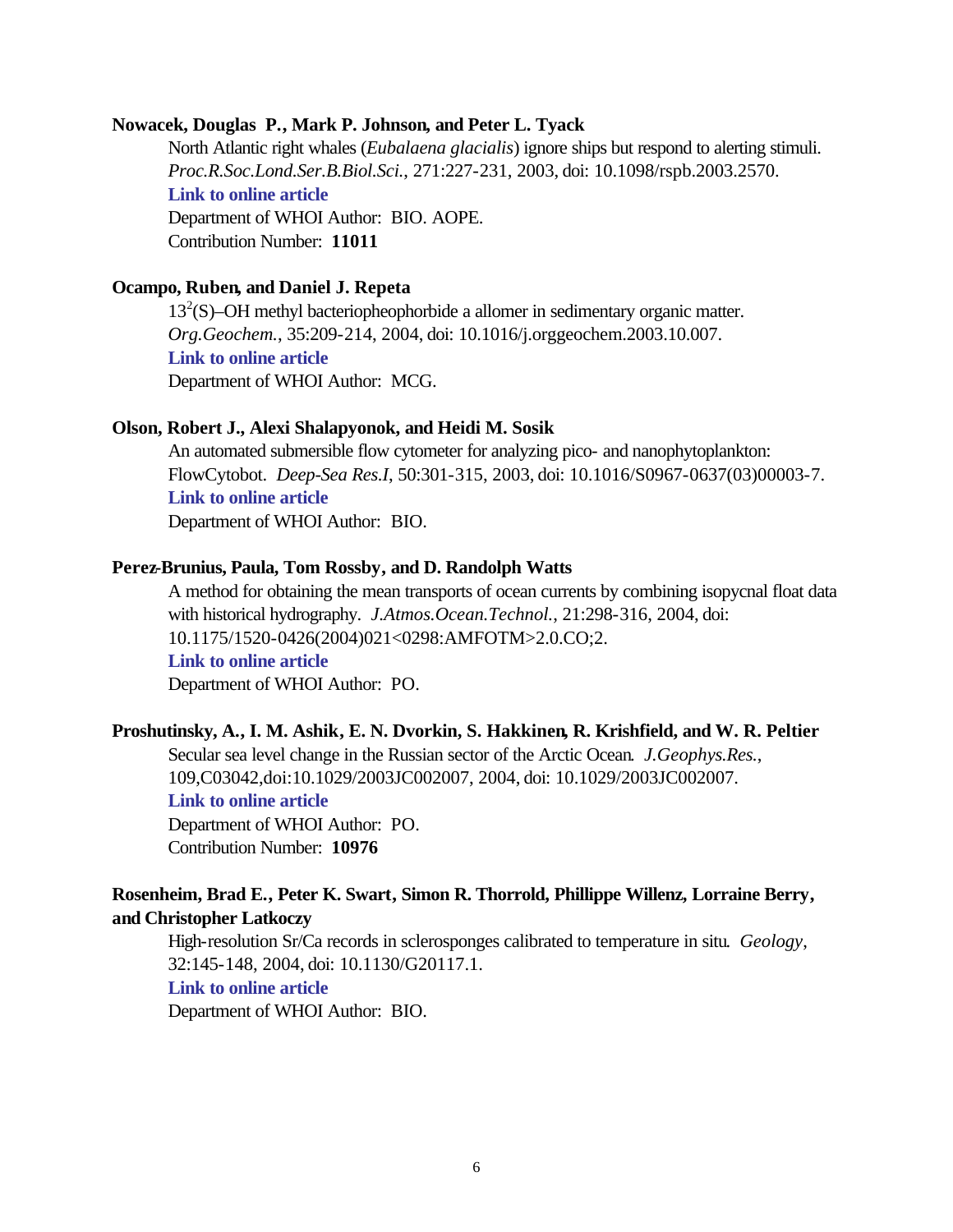**Nowacek, Douglas P., Mark P. Johnson, and Peter L. Tyack**

North Atlantic right whales (*Eubalaena glacialis*) ignore ships but respond to alerting stimuli. *Proc.R.Soc.Lond.Ser.B.Biol.Sci.*, 271:227-231, 2003, doi: 10.1098/rspb.2003.2570.
**Link to online article**
Department of WHOI Author: BIO. AOPE.
Contribution Number: **11011**

**Ocampo, Ruben, and Daniel J. Repeta**

$13^2$(S)–OH methyl bacteriopheophorbide a allomer in sedimentary organic matter. *Org.Geochem.*, 35:209-214, 2004, doi: 10.1016/j.orggeochem.2003.10.007.
**Link to online article**
Department of WHOI Author: MCG.

**Olson, Robert J., Alexi Shalapyonok, and Heidi M. Sosik**

An automated submersible flow cytometer for analyzing pico- and nanophytoplankton: FlowCytobot. *Deep-Sea Res.I*, 50:301-315, 2003, doi: 10.1016/S0967-0637(03)00003-7.
**Link to online article**
Department of WHOI Author: BIO.

**Perez-Brunius, Paula, Tom Rossby, and D. Randolph Watts**

A method for obtaining the mean transports of ocean currents by combining isopycnal float data with historical hydrography. *J.Atmos.Ocean.Technol.*, 21:298-316, 2004, doi: 10.1175/1520-0426(2004)021<0298:AMFOTM>2.0.CO;2.
**Link to online article**
Department of WHOI Author: PO.

**Proshutinsky, A., I. M. Ashik, E. N. Dvorkin, S. Hakkinen, R. Krishfield, and W. R. Peltier**

Secular sea level change in the Russian sector of the Arctic Ocean. *J.Geophys.Res.*, 109,C03042,doi:10.1029/2003JC002007, 2004, doi: 10.1029/2003JC002007.
**Link to online article**
Department of WHOI Author: PO.
Contribution Number: **10976**

**Rosenheim, Brad E., Peter K. Swart, Simon R. Thorrold, Phillippe Willenz, Lorraine Berry, and Christopher Latkoczy**

High-resolution Sr/Ca records in sclerosponges calibrated to temperature in situ. *Geology*, 32:145-148, 2004, doi: 10.1130/G20117.1.
**Link to online article**
Department of WHOI Author: BIO.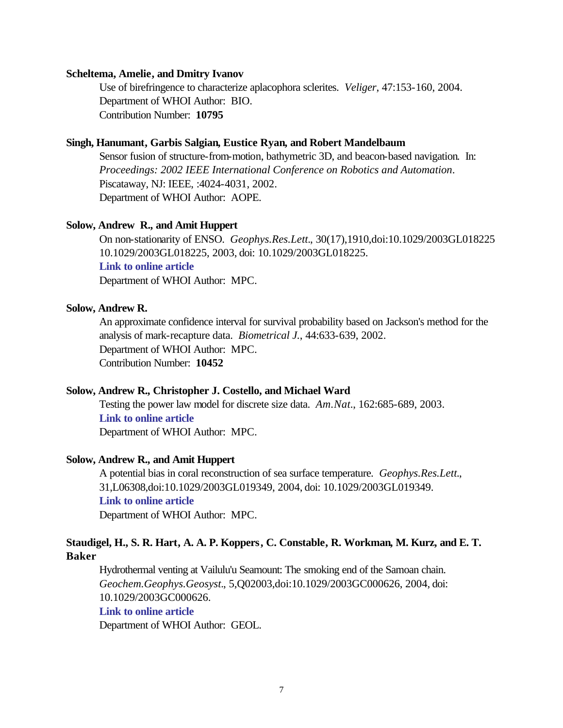**Scheltema, Amelie, and Dmitry Ivanov**

Use of birefringence to characterize aplacophora sclerites. *Veliger*, 47:153-160, 2004.
Department of WHOI Author: BIO.
Contribution Number: **10795**

**Singh, Hanumant, Garbis Salgian, Eustice Ryan, and Robert Mandelbaum**

Sensor fusion of structure-from-motion, bathymetric 3D, and beacon-based navigation. In: *Proceedings: 2002 IEEE International Conference on Robotics and Automation*. Piscataway, NJ: IEEE, :4024-4031, 2002.
Department of WHOI Author: AOPE.

**Solow, Andrew R., and Amit Huppert**

On non-stationarity of ENSO. *Geophys.Res.Lett.*, 30(17),1910,doi:10.1029/2003GL018225 10.1029/2003GL018225, 2003, doi: 10.1029/2003GL018225.
**Link to online article**
Department of WHOI Author: MPC.

**Solow, Andrew R.**

An approximate confidence interval for survival probability based on Jackson's method for the analysis of mark-recapture data. *Biometrical J.*, 44:633-639, 2002.
Department of WHOI Author: MPC.
Contribution Number: **10452**

**Solow, Andrew R., Christopher J. Costello, and Michael Ward**

Testing the power law model for discrete size data. *Am.Nat.*, 162:685-689, 2003.
**Link to online article**
Department of WHOI Author: MPC.

**Solow, Andrew R., and Amit Huppert**

A potential bias in coral reconstruction of sea surface temperature. *Geophys.Res.Lett.*, 31,L06308,doi:10.1029/2003GL019349, 2004, doi: 10.1029/2003GL019349.
**Link to online article**
Department of WHOI Author: MPC.

**Staudigel, H., S. R. Hart, A. A. P. Koppers, C. Constable, R. Workman, M. Kurz, and E. T. Baker**

Hydrothermal venting at Vailulu'u Seamount: The smoking end of the Samoan chain. *Geochem.Geophys.Geosyst.*, 5,Q02003,doi:10.1029/2003GC000626, 2004, doi: 10.1029/2003GC000626.
**Link to online article**
Department of WHOI Author: GEOL.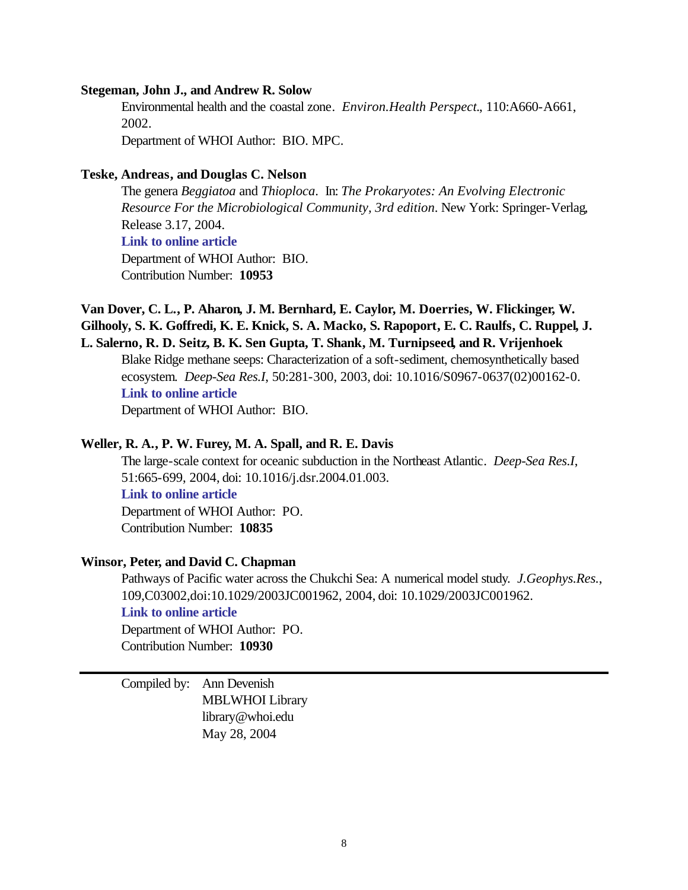**Stegeman, John J., and Andrew R. Solow**

Environmental health and the coastal zone. *Environ.Health Perspect.*, 110:A660-A661, 2002.

Department of WHOI Author: BIO. MPC.

**Teske, Andreas, and Douglas C. Nelson**

The genera *Beggiatoa* and *Thioploca*. In: *The Prokaryotes: An Evolving Electronic Resource For the Microbiological Community, 3rd edition*. New York: Springer-Verlag, Release 3.17, 2004.

**Link to online article**

Department of WHOI Author: BIO.

Contribution Number: **10953**

**Van Dover, C. L., P. Aharon, J. M. Bernhard, E. Caylor, M. Doerries, W. Flickinger, W. Gilhooly, S. K. Goffredi, K. E. Knick, S. A. Macko, S. Rapoport, E. C. Raulfs, C. Ruppel, J. L. Salerno, R. D. Seitz, B. K. Sen Gupta, T. Shank, M. Turnipseed, and R. Vrijenhoek**

Blake Ridge methane seeps: Characterization of a soft-sediment, chemosynthetically based ecosystem. *Deep-Sea Res.I*, 50:281-300, 2003, doi: 10.1016/S0967-0637(02)00162-0.

**Link to online article**

Department of WHOI Author: BIO.

**Weller, R. A., P. W. Furey, M. A. Spall, and R. E. Davis**

The large-scale context for oceanic subduction in the Northeast Atlantic. *Deep-Sea Res.I*, 51:665-699, 2004, doi: 10.1016/j.dsr.2004.01.003.

**Link to online article**

Department of WHOI Author: PO.

Contribution Number: **10835**

**Winsor, Peter, and David C. Chapman**

Pathways of Pacific water across the Chukchi Sea: A numerical model study. *J.Geophys.Res.*, 109,C03002,doi:10.1029/2003JC001962, 2004, doi: 10.1029/2003JC001962.

**Link to online article**

Department of WHOI Author: PO.

Contribution Number: **10930**

---

Compiled by: Ann Devenish
MBLWHOI Library
library@whoi.edu
May 28, 2004